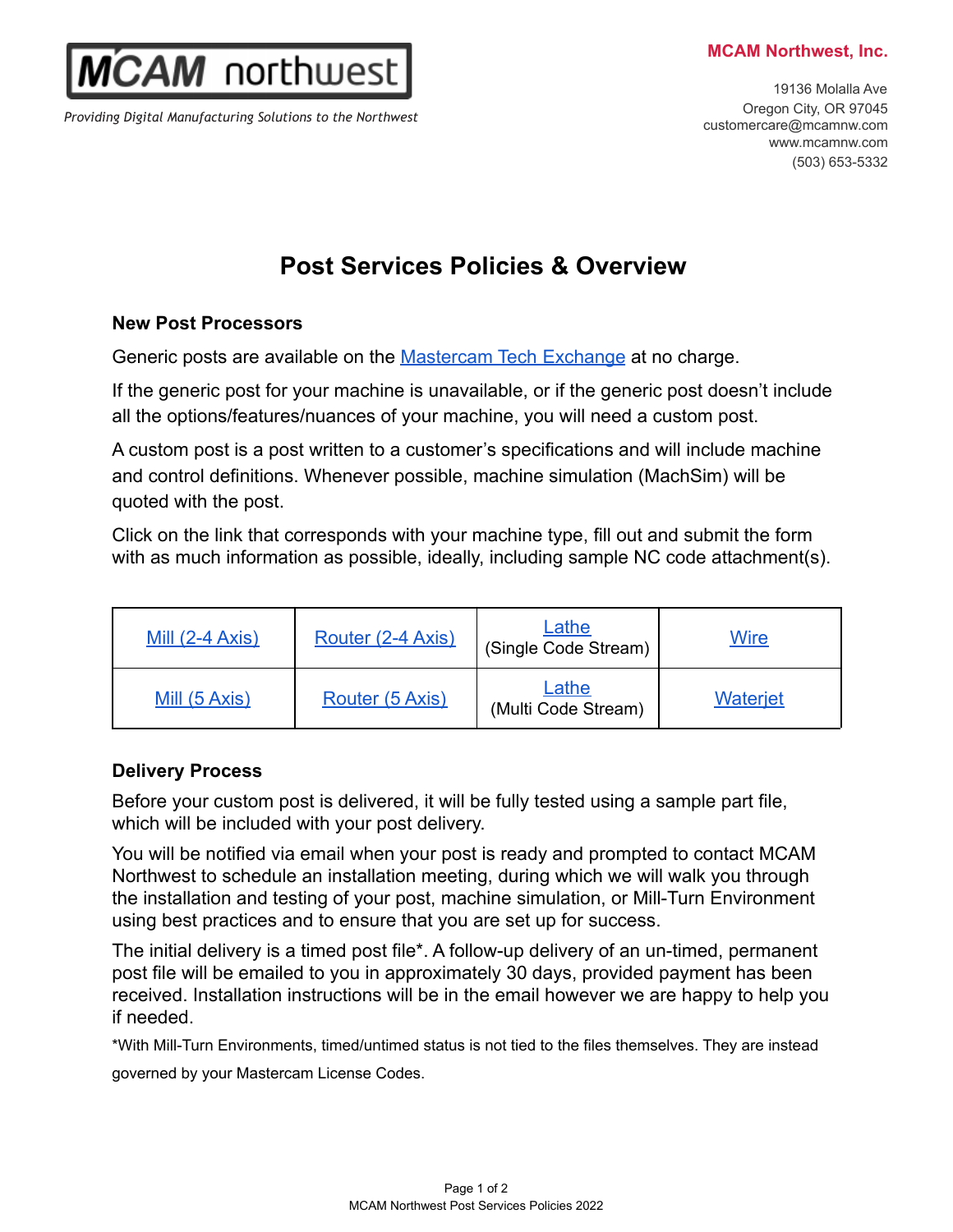**MCAM northwest**

*Providing Digital Manufacturing Solutions to the Northwest*

**MCAM Northwest, Inc.**

19136 Molalla Ave
Oregon City, OR 97045
customercare@mcamnw.com
www.mcamnw.com
(503) 653-5332

# Post Services Policies & Overview

### New Post Processors

Generic posts are available on the Mastercam Tech Exchange at no charge.

If the generic post for your machine is unavailable, or if the generic post doesn't include all the options/features/nuances of your machine, you will need a custom post.

A custom post is a post written to a customer's specifications and will include machine and control definitions. Whenever possible, machine simulation (MachSim) will be quoted with the post.

Click on the link that corresponds with your machine type, fill out and submit the form with as much information as possible, ideally, including sample NC code attachment(s).

| | | | |
|---|---|---|---|
| Mill (2-4 Axis) | Router (2-4 Axis) | Lathe (Single Code Stream) | Wire |
| Mill (5 Axis) | Router (5 Axis) | Lathe (Multi Code Stream) | Waterjet |

### Delivery Process

Before your custom post is delivered, it will be fully tested using a sample part file, which will be included with your post delivery.

You will be notified via email when your post is ready and prompted to contact MCAM Northwest to schedule an installation meeting, during which we will walk you through the installation and testing of your post, machine simulation, or Mill-Turn Environment using best practices and to ensure that you are set up for success.

The initial delivery is a timed post file*. A follow-up delivery of an un-timed, permanent post file will be emailed to you in approximately 30 days, provided payment has been received. Installation instructions will be in the email however we are happy to help you if needed.

*With Mill-Turn Environments, timed/untimed status is not tied to the files themselves. They are instead governed by your Mastercam License Codes.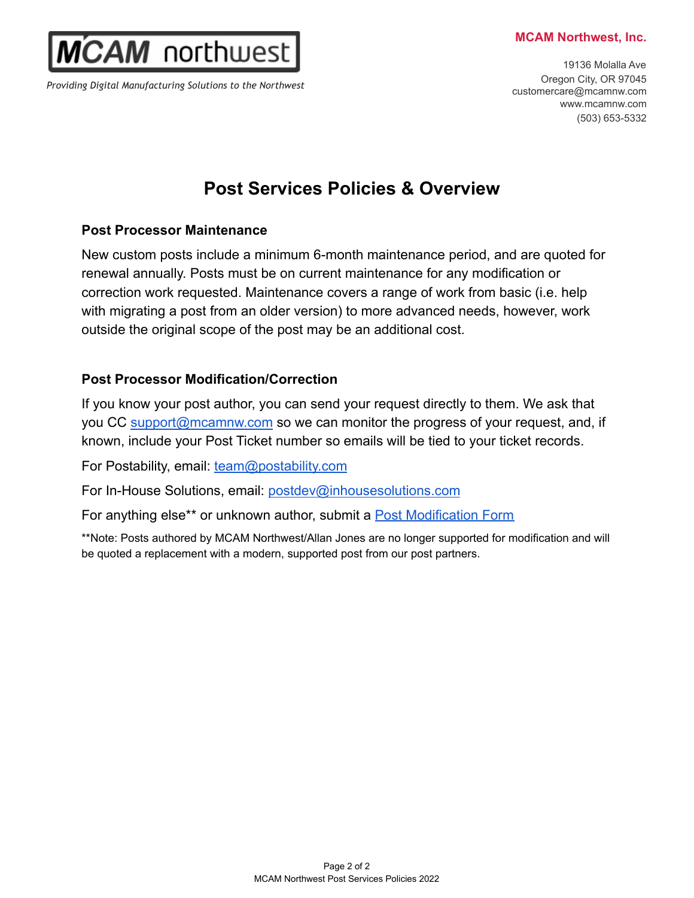**MCAM northwest**

*Providing Digital Manufacturing Solutions to the Northwest*

**MCAM Northwest, Inc.**

19136 Molalla Ave
Oregon City, OR 97045
customercare@mcamnw.com
www.mcamnw.com
(503) 653-5332

# Post Services Policies & Overview

### Post Processor Maintenance

New custom posts include a minimum 6-month maintenance period, and are quoted for renewal annually. Posts must be on current maintenance for any modification or correction work requested. Maintenance covers a range of work from basic (i.e. help with migrating a post from an older version) to more advanced needs, however, work outside the original scope of the post may be an additional cost.

### Post Processor Modification/Correction

If you know your post author, you can send your request directly to them. We ask that you CC support@mcamnw.com so we can monitor the progress of your request, and, if known, include your Post Ticket number so emails will be tied to your ticket records.

For Postability, email: team@postability.com

For In-House Solutions, email: postdev@inhousesolutions.com

For anything else** or unknown author, submit a Post Modification Form

**Note: Posts authored by MCAM Northwest/Allan Jones are no longer supported for modification and will be quoted a replacement with a modern, supported post from our post partners.